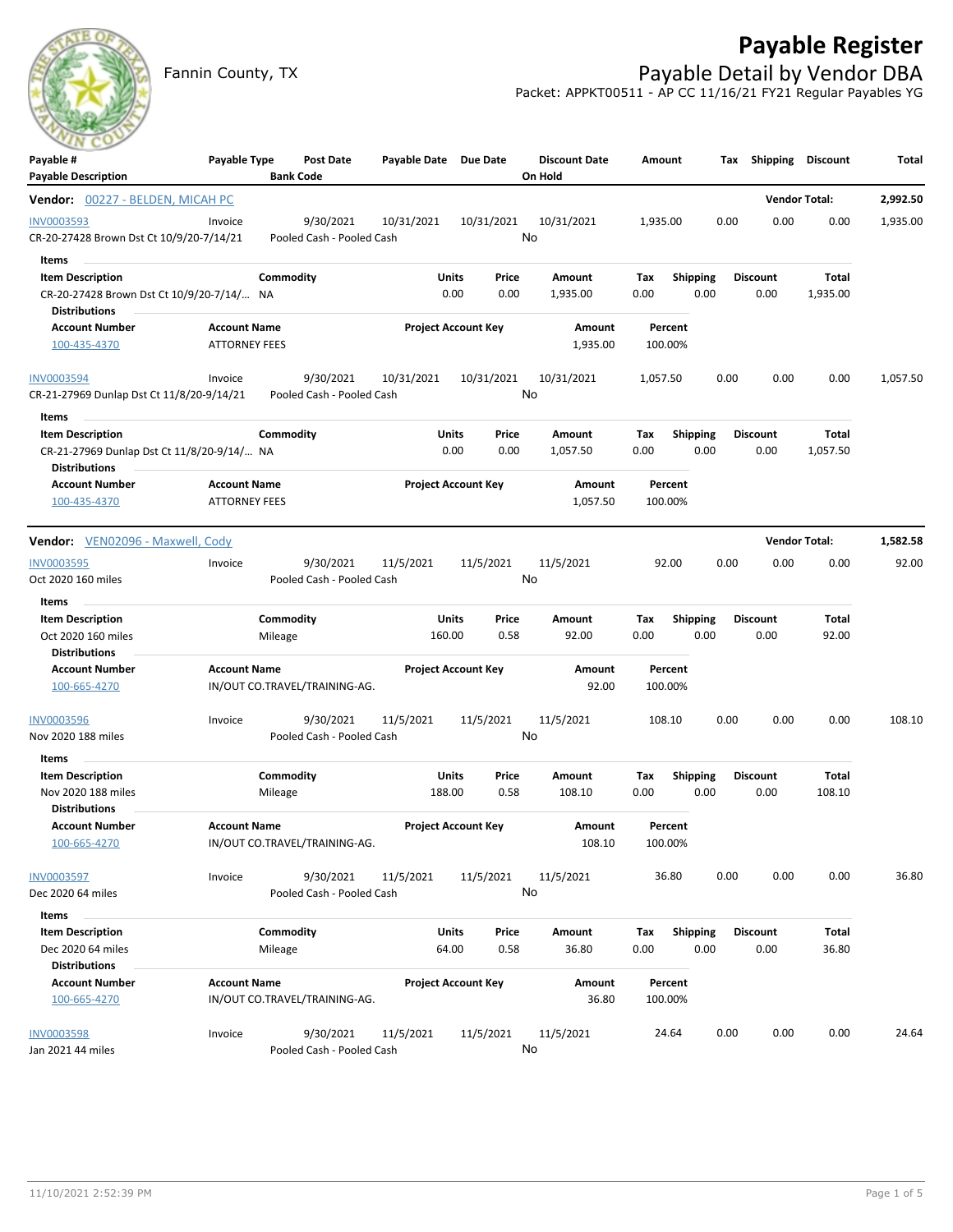# Payable Register

Fannin County, TX

## Payable Detail by Vendor DBA

Packet: APPKT00511 - AP CC 11/16/21 FY21 Regular Payables YG

| Payable # / Payable Description | Payable Type | Post Date / Bank Code | Payable Date | Due Date | Discount Date / On Hold | Amount | Tax | Shipping | Discount | Total |
|---|---|---|---|---|---|---|---|---|---|---|

**Vendor: 00227 - BELDEN, MICAH PC** — Vendor Total: 2,992.50

| Payable # | Payable Type | Post Date | Payable Date | Due Date | Discount Date | Amount | Tax | Shipping | Discount | Total |
|---|---|---|---|---|---|---|---|---|---|---|
| INV0003593 | Invoice | 9/30/2021 | 10/31/2021 | 10/31/2021 | 10/31/2021 | 1,935.00 | 0.00 | 0.00 | 0.00 | 1,935.00 |

CR-20-27428 Brown Dst Ct 10/9/20-7/14/21 — Pooled Cash - Pooled Cash — On Hold: No

Items

| Item Description | Commodity | Units | Price | Amount | Tax | Shipping | Discount | Total |
|---|---|---|---|---|---|---|---|---|
| CR-20-27428 Brown Dst Ct 10/9/20-7/14/... | NA | 0.00 | 0.00 | 1,935.00 | 0.00 | 0.00 | 0.00 | 1,935.00 |

Distributions

| Account Number | Account Name | Project Account Key | Amount | Percent |
|---|---|---|---|---|
| 100-435-4370 | ATTORNEY FEES | | 1,935.00 | 100.00% |

| Payable # | Payable Type | Post Date | Payable Date | Due Date | Discount Date | Amount | Tax | Shipping | Discount | Total |
|---|---|---|---|---|---|---|---|---|---|---|
| INV0003594 | Invoice | 9/30/2021 | 10/31/2021 | 10/31/2021 | 10/31/2021 | 1,057.50 | 0.00 | 0.00 | 0.00 | 1,057.50 |

CR-21-27969 Dunlap Dst Ct 11/8/20-9/14/21 — Pooled Cash - Pooled Cash — On Hold: No

Items

| Item Description | Commodity | Units | Price | Amount | Tax | Shipping | Discount | Total |
|---|---|---|---|---|---|---|---|---|
| CR-21-27969 Dunlap Dst Ct 11/8/20-9/14/... | NA | 0.00 | 0.00 | 1,057.50 | 0.00 | 0.00 | 0.00 | 1,057.50 |

Distributions

| Account Number | Account Name | Project Account Key | Amount | Percent |
|---|---|---|---|---|
| 100-435-4370 | ATTORNEY FEES | | 1,057.50 | 100.00% |

**Vendor: VEN02096 - Maxwell, Cody** — Vendor Total: 1,582.58

| Payable # | Payable Type | Post Date | Payable Date | Due Date | Discount Date | Amount | Tax | Shipping | Discount | Total |
|---|---|---|---|---|---|---|---|---|---|---|
| INV0003595 | Invoice | 9/30/2021 | 11/5/2021 | 11/5/2021 | 11/5/2021 | 92.00 | 0.00 | 0.00 | 0.00 | 92.00 |

Oct 2020 160 miles — Pooled Cash - Pooled Cash — On Hold: No

Items

| Item Description | Commodity | Units | Price | Amount | Tax | Shipping | Discount | Total |
|---|---|---|---|---|---|---|---|---|
| Oct 2020 160 miles | Mileage | 160.00 | 0.58 | 92.00 | 0.00 | 0.00 | 0.00 | 92.00 |

Distributions

| Account Number | Account Name | Project Account Key | Amount | Percent |
|---|---|---|---|---|
| 100-665-4270 | IN/OUT CO.TRAVEL/TRAINING-AG. | | 92.00 | 100.00% |

| Payable # | Payable Type | Post Date | Payable Date | Due Date | Discount Date | Amount | Tax | Shipping | Discount | Total |
|---|---|---|---|---|---|---|---|---|---|---|
| INV0003596 | Invoice | 9/30/2021 | 11/5/2021 | 11/5/2021 | 11/5/2021 | 108.10 | 0.00 | 0.00 | 0.00 | 108.10 |

Nov 2020 188 miles — Pooled Cash - Pooled Cash — On Hold: No

Items

| Item Description | Commodity | Units | Price | Amount | Tax | Shipping | Discount | Total |
|---|---|---|---|---|---|---|---|---|
| Nov 2020 188 miles | Mileage | 188.00 | 0.58 | 108.10 | 0.00 | 0.00 | 0.00 | 108.10 |

Distributions

| Account Number | Account Name | Project Account Key | Amount | Percent |
|---|---|---|---|---|
| 100-665-4270 | IN/OUT CO.TRAVEL/TRAINING-AG. | | 108.10 | 100.00% |

| Payable # | Payable Type | Post Date | Payable Date | Due Date | Discount Date | Amount | Tax | Shipping | Discount | Total |
|---|---|---|---|---|---|---|---|---|---|---|
| INV0003597 | Invoice | 9/30/2021 | 11/5/2021 | 11/5/2021 | 11/5/2021 | 36.80 | 0.00 | 0.00 | 0.00 | 36.80 |

Dec 2020 64 miles — Pooled Cash - Pooled Cash — On Hold: No

Items

| Item Description | Commodity | Units | Price | Amount | Tax | Shipping | Discount | Total |
|---|---|---|---|---|---|---|---|---|
| Dec 2020 64 miles | Mileage | 64.00 | 0.58 | 36.80 | 0.00 | 0.00 | 0.00 | 36.80 |

Distributions

| Account Number | Account Name | Project Account Key | Amount | Percent |
|---|---|---|---|---|
| 100-665-4270 | IN/OUT CO.TRAVEL/TRAINING-AG. | | 36.80 | 100.00% |

| Payable # | Payable Type | Post Date | Payable Date | Due Date | Discount Date | Amount | Tax | Shipping | Discount | Total |
|---|---|---|---|---|---|---|---|---|---|---|
| INV0003598 | Invoice | 9/30/2021 | 11/5/2021 | 11/5/2021 | 11/5/2021 | 24.64 | 0.00 | 0.00 | 0.00 | 24.64 |

Jan 2021 44 miles — Pooled Cash - Pooled Cash — On Hold: No

11/10/2021 2:52:39 PM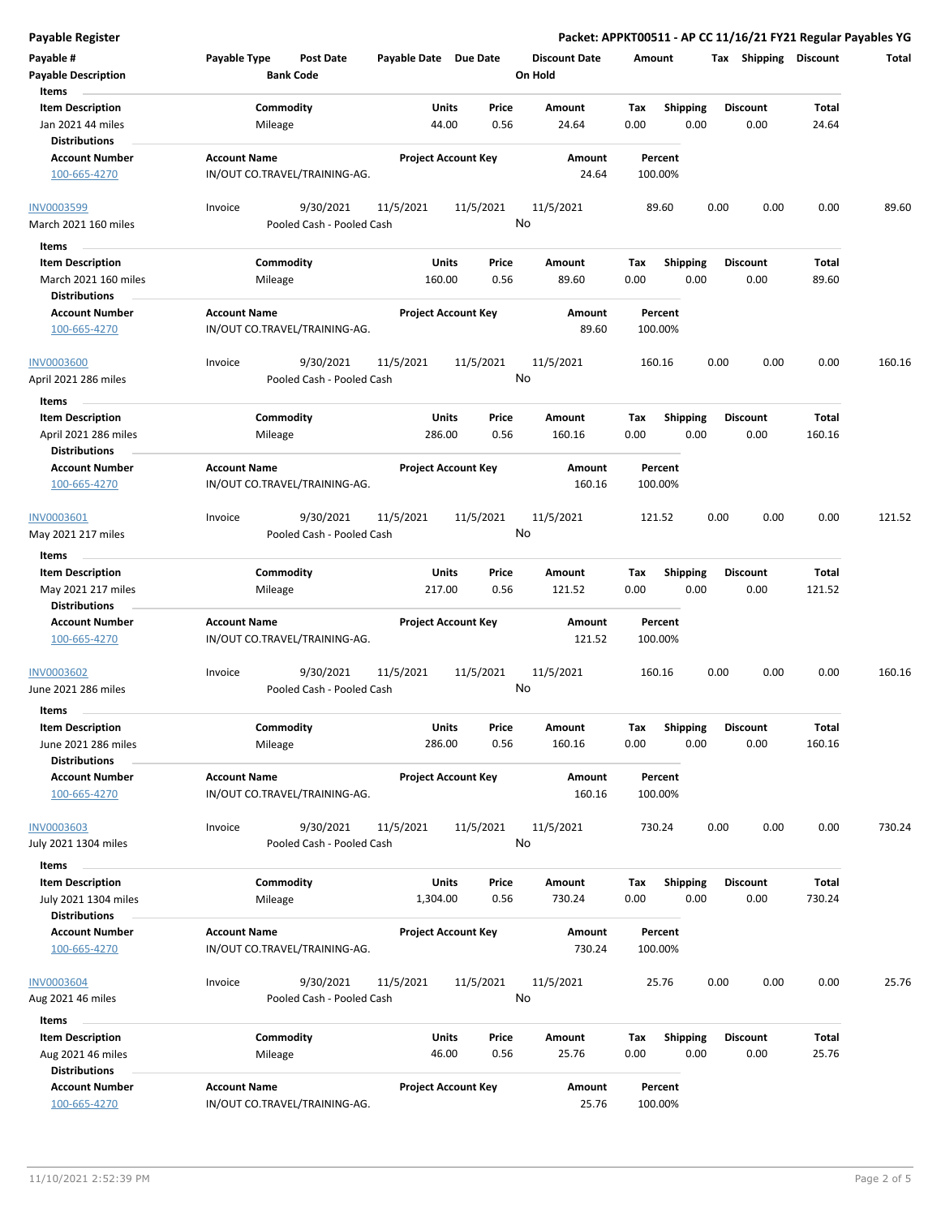**Payable Register** — **Packet: APPKT00511 - AP CC 11/16/21 FY21 Regular Payables YG**

| Payable # | Payable Type | Post Date | Payable Date | Due Date | Discount Date | Amount | Tax | Shipping | Discount | Total |
|---|---|---|---|---|---|---|---|---|---|---|
| Payable Description | | Bank Code | | | On Hold | | | | | |

**Items**

| Item Description | Commodity | Units | Price | Amount | Tax | Shipping | Discount | Total |
|---|---|---|---|---|---|---|---|---|
| Jan 2021 44 miles | Mileage | 44.00 | 0.56 | 24.64 | 0.00 | 0.00 | 0.00 | 24.64 |

**Distributions**

| Account Number | Account Name | Project Account Key | Amount | Percent |
|---|---|---|---|---|
| 100-665-4270 | IN/OUT CO.TRAVEL/TRAINING-AG. | | 24.64 | 100.00% |

| Payable # | Payable Type | Post Date | Payable Date | Due Date | Discount Date | Amount | Tax | Shipping | Discount | Total |
|---|---|---|---|---|---|---|---|---|---|---|
| INV0003599 | Invoice | 9/30/2021 | 11/5/2021 | 11/5/2021 | 11/5/2021 | 89.60 | 0.00 | 0.00 | 0.00 | 89.60 |
| March 2021 160 miles | | Pooled Cash - Pooled Cash | | | No | | | | | |

**Items**

| Item Description | Commodity | Units | Price | Amount | Tax | Shipping | Discount | Total |
|---|---|---|---|---|---|---|---|---|
| March 2021 160 miles | Mileage | 160.00 | 0.56 | 89.60 | 0.00 | 0.00 | 0.00 | 89.60 |

**Distributions**

| Account Number | Account Name | Project Account Key | Amount | Percent |
|---|---|---|---|---|
| 100-665-4270 | IN/OUT CO.TRAVEL/TRAINING-AG. | | 89.60 | 100.00% |

| Payable # | Payable Type | Post Date | Payable Date | Due Date | Discount Date | Amount | Tax | Shipping | Discount | Total |
|---|---|---|---|---|---|---|---|---|---|---|
| INV0003600 | Invoice | 9/30/2021 | 11/5/2021 | 11/5/2021 | 11/5/2021 | 160.16 | 0.00 | 0.00 | 0.00 | 160.16 |
| April 2021 286 miles | | Pooled Cash - Pooled Cash | | | No | | | | | |

**Items**

| Item Description | Commodity | Units | Price | Amount | Tax | Shipping | Discount | Total |
|---|---|---|---|---|---|---|---|---|
| April 2021 286 miles | Mileage | 286.00 | 0.56 | 160.16 | 0.00 | 0.00 | 0.00 | 160.16 |

**Distributions**

| Account Number | Account Name | Project Account Key | Amount | Percent |
|---|---|---|---|---|
| 100-665-4270 | IN/OUT CO.TRAVEL/TRAINING-AG. | | 160.16 | 100.00% |

| Payable # | Payable Type | Post Date | Payable Date | Due Date | Discount Date | Amount | Tax | Shipping | Discount | Total |
|---|---|---|---|---|---|---|---|---|---|---|
| INV0003601 | Invoice | 9/30/2021 | 11/5/2021 | 11/5/2021 | 11/5/2021 | 121.52 | 0.00 | 0.00 | 0.00 | 121.52 |
| May 2021 217 miles | | Pooled Cash - Pooled Cash | | | No | | | | | |

**Items**

| Item Description | Commodity | Units | Price | Amount | Tax | Shipping | Discount | Total |
|---|---|---|---|---|---|---|---|---|
| May 2021 217 miles | Mileage | 217.00 | 0.56 | 121.52 | 0.00 | 0.00 | 0.00 | 121.52 |

**Distributions**

| Account Number | Account Name | Project Account Key | Amount | Percent |
|---|---|---|---|---|
| 100-665-4270 | IN/OUT CO.TRAVEL/TRAINING-AG. | | 121.52 | 100.00% |

| Payable # | Payable Type | Post Date | Payable Date | Due Date | Discount Date | Amount | Tax | Shipping | Discount | Total |
|---|---|---|---|---|---|---|---|---|---|---|
| INV0003602 | Invoice | 9/30/2021 | 11/5/2021 | 11/5/2021 | 11/5/2021 | 160.16 | 0.00 | 0.00 | 0.00 | 160.16 |
| June 2021 286 miles | | Pooled Cash - Pooled Cash | | | No | | | | | |

**Items**

| Item Description | Commodity | Units | Price | Amount | Tax | Shipping | Discount | Total |
|---|---|---|---|---|---|---|---|---|
| June 2021 286 miles | Mileage | 286.00 | 0.56 | 160.16 | 0.00 | 0.00 | 0.00 | 160.16 |

**Distributions**

| Account Number | Account Name | Project Account Key | Amount | Percent |
|---|---|---|---|---|
| 100-665-4270 | IN/OUT CO.TRAVEL/TRAINING-AG. | | 160.16 | 100.00% |

| Payable # | Payable Type | Post Date | Payable Date | Due Date | Discount Date | Amount | Tax | Shipping | Discount | Total |
|---|---|---|---|---|---|---|---|---|---|---|
| INV0003603 | Invoice | 9/30/2021 | 11/5/2021 | 11/5/2021 | 11/5/2021 | 730.24 | 0.00 | 0.00 | 0.00 | 730.24 |
| July 2021 1304 miles | | Pooled Cash - Pooled Cash | | | No | | | | | |

**Items**

| Item Description | Commodity | Units | Price | Amount | Tax | Shipping | Discount | Total |
|---|---|---|---|---|---|---|---|---|
| July 2021 1304 miles | Mileage | 1,304.00 | 0.56 | 730.24 | 0.00 | 0.00 | 0.00 | 730.24 |

**Distributions**

| Account Number | Account Name | Project Account Key | Amount | Percent |
|---|---|---|---|---|
| 100-665-4270 | IN/OUT CO.TRAVEL/TRAINING-AG. | | 730.24 | 100.00% |

| Payable # | Payable Type | Post Date | Payable Date | Due Date | Discount Date | Amount | Tax | Shipping | Discount | Total |
|---|---|---|---|---|---|---|---|---|---|---|
| INV0003604 | Invoice | 9/30/2021 | 11/5/2021 | 11/5/2021 | 11/5/2021 | 25.76 | 0.00 | 0.00 | 0.00 | 25.76 |
| Aug 2021 46 miles | | Pooled Cash - Pooled Cash | | | No | | | | | |

**Items**

| Item Description | Commodity | Units | Price | Amount | Tax | Shipping | Discount | Total |
|---|---|---|---|---|---|---|---|---|
| Aug 2021 46 miles | Mileage | 46.00 | 0.56 | 25.76 | 0.00 | 0.00 | 0.00 | 25.76 |

**Distributions**

| Account Number | Account Name | Project Account Key | Amount | Percent |
|---|---|---|---|---|
| 100-665-4270 | IN/OUT CO.TRAVEL/TRAINING-AG. | | 25.76 | 100.00% |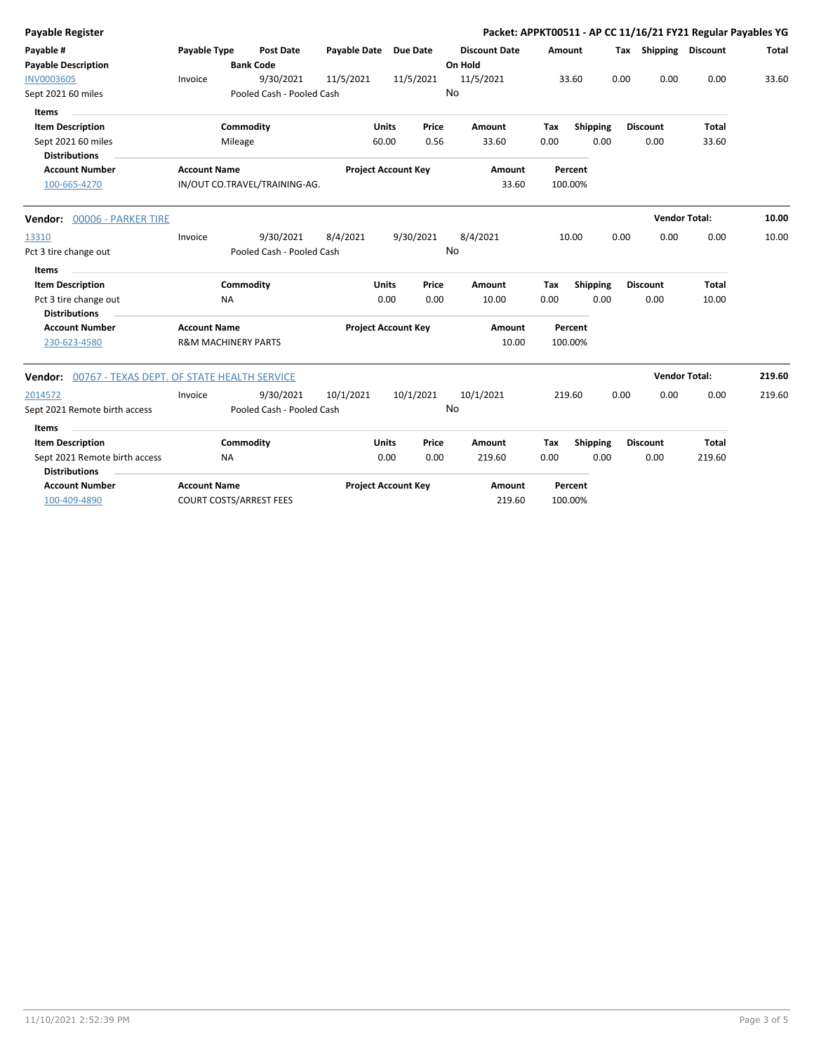**Payable Register** — **Packet: APPKT00511 - AP CC 11/16/21 FY21 Regular Payables YG**

| Payable # / Payable Description | Payable Type | Post Date / Bank Code | Payable Date | Due Date | Discount Date / On Hold | Amount | Tax | Shipping | Discount | Total |
|---|---|---|---|---|---|---|---|---|---|---|
| INV0003605 | Invoice | 9/30/2021 | 11/5/2021 | 11/5/2021 | 11/5/2021 | 33.60 | 0.00 | 0.00 | 0.00 | 33.60 |
| Sept 2021 60 miles | | Pooled Cash - Pooled Cash | | | No | | | | | |

**Items**

| Item Description | Commodity | Units | Price | Amount | Tax | Shipping | Discount | Total |
|---|---|---|---|---|---|---|---|---|
| Sept 2021 60 miles | Mileage | 60.00 | 0.56 | 33.60 | 0.00 | 0.00 | 0.00 | 33.60 |

**Distributions**

| Account Number | Account Name | Project Account Key | Amount | Percent |
|---|---|---|---|---|
| 100-665-4270 | IN/OUT CO.TRAVEL/TRAINING-AG. | | 33.60 | 100.00% |

---

**Vendor: 00006 - PARKER TIRE** — **Vendor Total: 10.00**

| Payable # / Payable Description | Payable Type | Post Date / Bank Code | Payable Date | Due Date | Discount Date / On Hold | Amount | Tax | Shipping | Discount | Total |
|---|---|---|---|---|---|---|---|---|---|---|
| 13310 | Invoice | 9/30/2021 | 8/4/2021 | 9/30/2021 | 8/4/2021 | 10.00 | 0.00 | 0.00 | 0.00 | 10.00 |
| Pct 3 tire change out | | Pooled Cash - Pooled Cash | | | No | | | | | |

**Items**

| Item Description | Commodity | Units | Price | Amount | Tax | Shipping | Discount | Total |
|---|---|---|---|---|---|---|---|---|
| Pct 3 tire change out | NA | 0.00 | 0.00 | 10.00 | 0.00 | 0.00 | 0.00 | 10.00 |

**Distributions**

| Account Number | Account Name | Project Account Key | Amount | Percent |
|---|---|---|---|---|
| 230-623-4580 | R&M MACHINERY PARTS | | 10.00 | 100.00% |

---

**Vendor: 00767 - TEXAS DEPT. OF STATE HEALTH SERVICE** — **Vendor Total: 219.60**

| Payable # / Payable Description | Payable Type | Post Date / Bank Code | Payable Date | Due Date | Discount Date / On Hold | Amount | Tax | Shipping | Discount | Total |
|---|---|---|---|---|---|---|---|---|---|---|
| 2014572 | Invoice | 9/30/2021 | 10/1/2021 | 10/1/2021 | 10/1/2021 | 219.60 | 0.00 | 0.00 | 0.00 | 219.60 |
| Sept 2021 Remote birth access | | Pooled Cash - Pooled Cash | | | No | | | | | |

**Items**

| Item Description | Commodity | Units | Price | Amount | Tax | Shipping | Discount | Total |
|---|---|---|---|---|---|---|---|---|
| Sept 2021 Remote birth access | NA | 0.00 | 0.00 | 219.60 | 0.00 | 0.00 | 0.00 | 219.60 |

**Distributions**

| Account Number | Account Name | Project Account Key | Amount | Percent |
|---|---|---|---|---|
| 100-409-4890 | COURT COSTS/ARREST FEES | | 219.60 | 100.00% |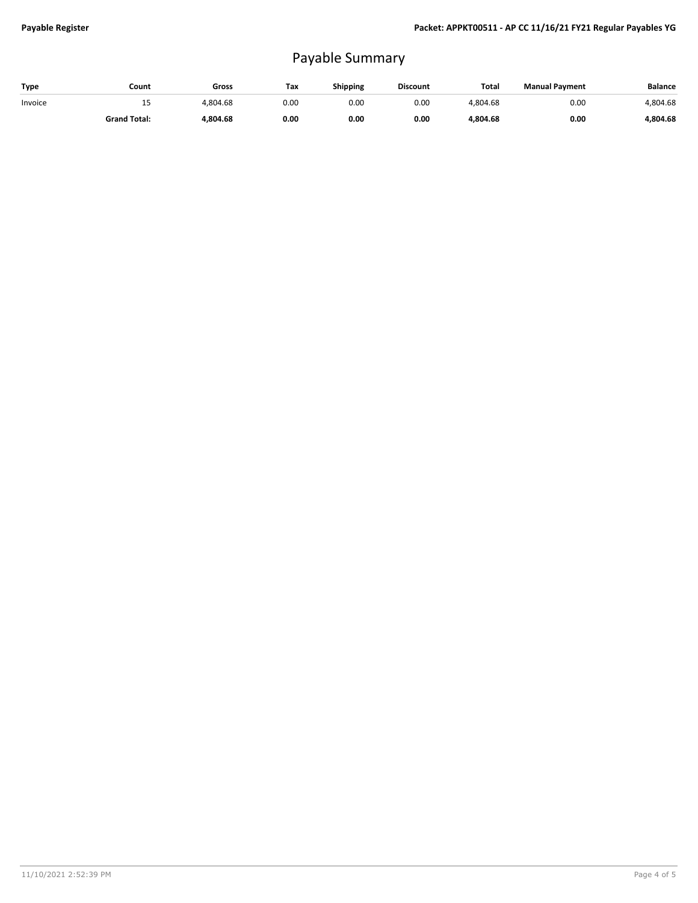# Payable Summary

| Type | Count | Gross | Tax | Shipping | Discount | Total | Manual Payment | Balance |
|---|---|---|---|---|---|---|---|---|
| Invoice | 15 | 4,804.68 | 0.00 | 0.00 | 0.00 | 4,804.68 | 0.00 | 4,804.68 |
| | **Grand Total:** | **4,804.68** | **0.00** | **0.00** | **0.00** | **4,804.68** | **0.00** | **4,804.68** |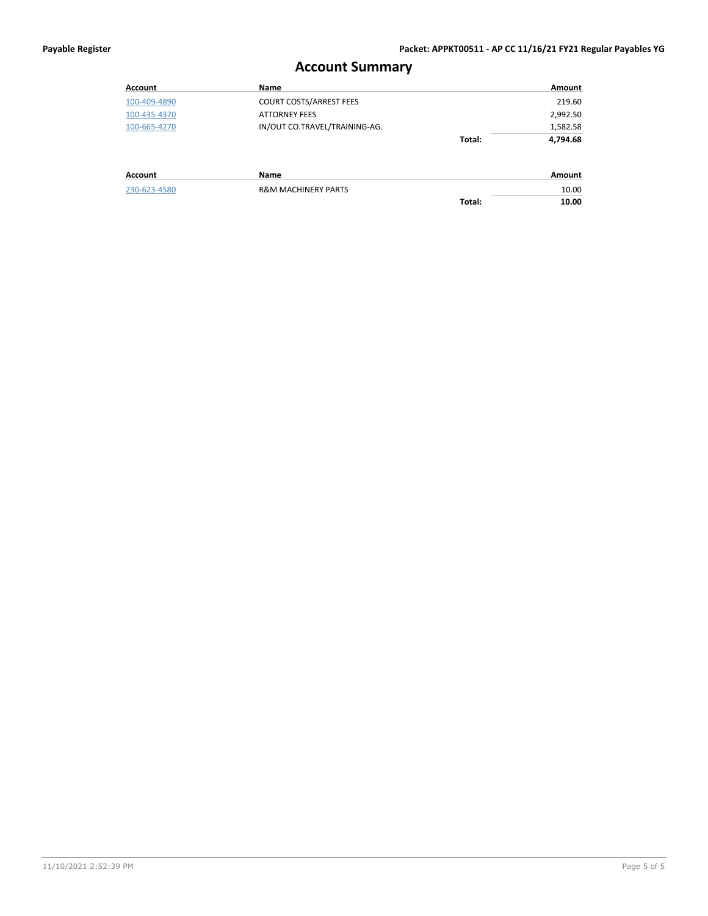# Account Summary

| Account | Name | | Amount |
|---|---|---|---|
| 100-409-4890 | COURT COSTS/ARREST FEES | | 219.60 |
| 100-435-4370 | ATTORNEY FEES | | 2,992.50 |
| 100-665-4270 | IN/OUT CO.TRAVEL/TRAINING-AG. | | 1,582.58 |
| | | **Total:** | **4,794.68** |

| Account | Name | | Amount |
|---|---|---|---|
| 230-623-4580 | R&M MACHINERY PARTS | | 10.00 |
| | | **Total:** | **10.00** |